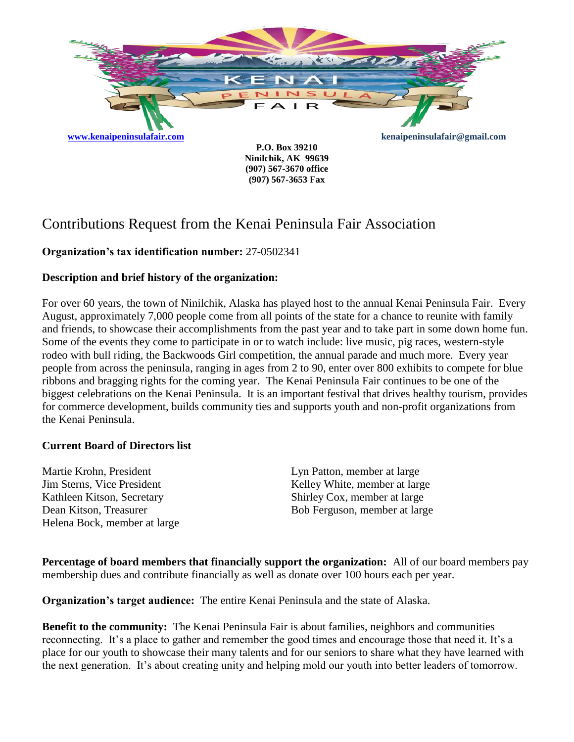KENAI PENINSULA FAIR

www.kenaipeninsulafair.com kenaipeninsulafair@gmail.com

**P.O. Box 39210**
**Ninilchik, AK 99639**
**(907) 567-3670 office**
**(907) 567-3653 Fax**

# Contributions Request from the Kenai Peninsula Fair Association

**Organization's tax identification number:** 27-0502341

**Description and brief history of the organization:**

For over 60 years, the town of Ninilchik, Alaska has played host to the annual Kenai Peninsula Fair. Every August, approximately 7,000 people come from all points of the state for a chance to reunite with family and friends, to showcase their accomplishments from the past year and to take part in some down home fun. Some of the events they come to participate in or to watch include: live music, pig races, western-style rodeo with bull riding, the Backwoods Girl competition, the annual parade and much more. Every year people from across the peninsula, ranging in ages from 2 to 90, enter over 800 exhibits to compete for blue ribbons and bragging rights for the coming year. The Kenai Peninsula Fair continues to be one of the biggest celebrations on the Kenai Peninsula. It is an important festival that drives healthy tourism, provides for commerce development, builds community ties and supports youth and non-profit organizations from the Kenai Peninsula.

**Current Board of Directors list**

Martie Krohn, President
Jim Sterns, Vice President
Kathleen Kitson, Secretary
Dean Kitson, Treasurer
Helena Bock, member at large
Lyn Patton, member at large
Kelley White, member at large
Shirley Cox, member at large
Bob Ferguson, member at large

**Percentage of board members that financially support the organization:** All of our board members pay membership dues and contribute financially as well as donate over 100 hours each per year.

**Organization's target audience:** The entire Kenai Peninsula and the state of Alaska.

**Benefit to the community:** The Kenai Peninsula Fair is about families, neighbors and communities reconnecting. It's a place to gather and remember the good times and encourage those that need it. It's a place for our youth to showcase their many talents and for our seniors to share what they have learned with the next generation. It's about creating unity and helping mold our youth into better leaders of tomorrow.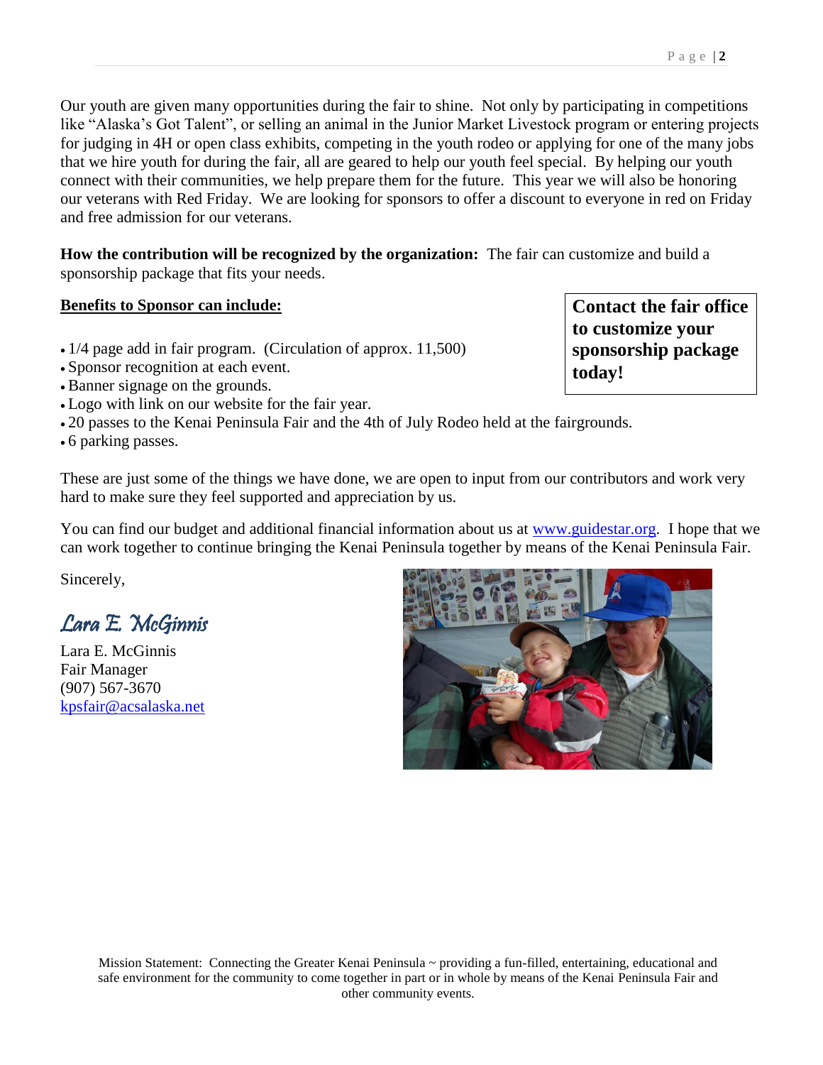Our youth are given many opportunities during the fair to shine. Not only by participating in competitions like "Alaska's Got Talent", or selling an animal in the Junior Market Livestock program or entering projects for judging in 4H or open class exhibits, competing in the youth rodeo or applying for one of the many jobs that we hire youth for during the fair, all are geared to help our youth feel special. By helping our youth connect with their communities, we help prepare them for the future. This year we will also be honoring our veterans with Red Friday. We are looking for sponsors to offer a discount to everyone in red on Friday and free admission for our veterans.

**How the contribution will be recognized by the organization:** The fair can customize and build a sponsorship package that fits your needs.

**Benefits to Sponsor can include:**

**Contact the fair office to customize your sponsorship package today!**

- 1/4 page add in fair program. (Circulation of approx. 11,500)
- Sponsor recognition at each event.
- Banner signage on the grounds.
- Logo with link on our website for the fair year.
- 20 passes to the Kenai Peninsula Fair and the 4th of July Rodeo held at the fairgrounds.
- 6 parking passes.

These are just some of the things we have done, we are open to input from our contributors and work very hard to make sure they feel supported and appreciation by us.

You can find our budget and additional financial information about us at www.guidestar.org. I hope that we can work together to continue bringing the Kenai Peninsula together by means of the Kenai Peninsula Fair.

Sincerely,

*Lara E. McGinnis*

Lara E. McGinnis
Fair Manager
(907) 567-3670
kpsfair@acsalaska.net

Mission Statement: Connecting the Greater Kenai Peninsula ~ providing a fun-filled, entertaining, educational and safe environment for the community to come together in part or in whole by means of the Kenai Peninsula Fair and other community events.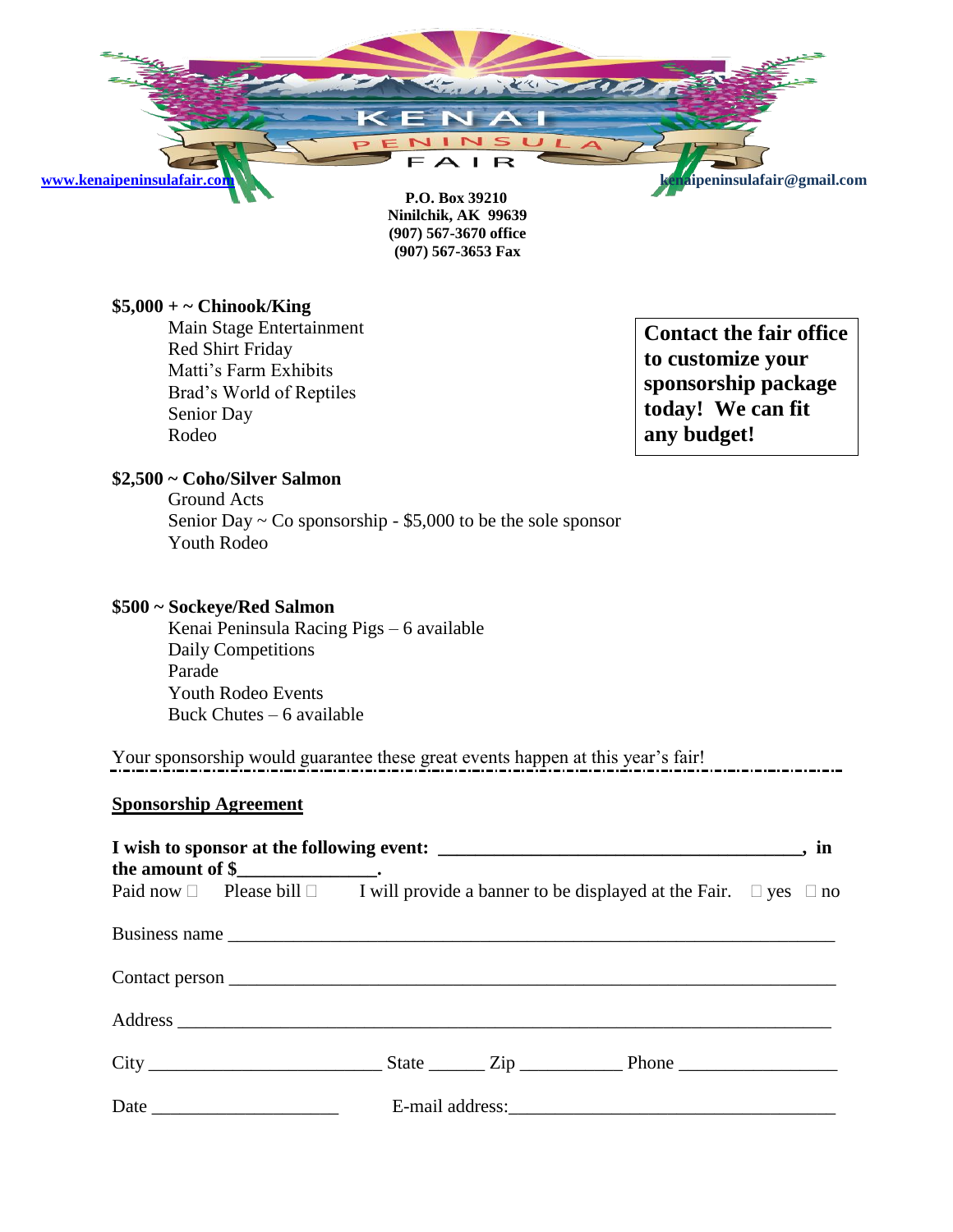KENAI PENINSULA FAIR

www.kenaipeninsulafair.com kenaipeninsulafair@gmail.com

**P.O. Box 39210**
**Ninilchik, AK 99639**
**(907) 567-3670 office**
**(907) 567-3653 Fax**

**$5,000 + ~ Chinook/King**

- Main Stage Entertainment
- Red Shirt Friday
- Matti's Farm Exhibits
- Brad's World of Reptiles
- Senior Day
- Rodeo

**Contact the fair office to customize your sponsorship package today! We can fit any budget!**

**$2,500 ~ Coho/Silver Salmon**

- Ground Acts
- Senior Day ~ Co sponsorship - $5,000 to be the sole sponsor
- Youth Rodeo

**$500 ~ Sockeye/Red Salmon**

- Kenai Peninsula Racing Pigs – 6 available
- Daily Competitions
- Parade
- Youth Rodeo Events
- Buck Chutes – 6 available

Your sponsorship would guarantee these great events happen at this year's fair!

## Sponsorship Agreement

**I wish to sponsor at the following event: ________________________________________, in the amount of $_______________.**

Paid now ☐ Please bill ☐ I will provide a banner to be displayed at the Fair. ☐ yes ☐ no

Business name ____________________________________________________________________

Contact person ___________________________________________________________________

Address _________________________________________________________________________

City _________________________ State ______ Zip ___________ Phone _________________

Date ____________________ E-mail address:___________________________________